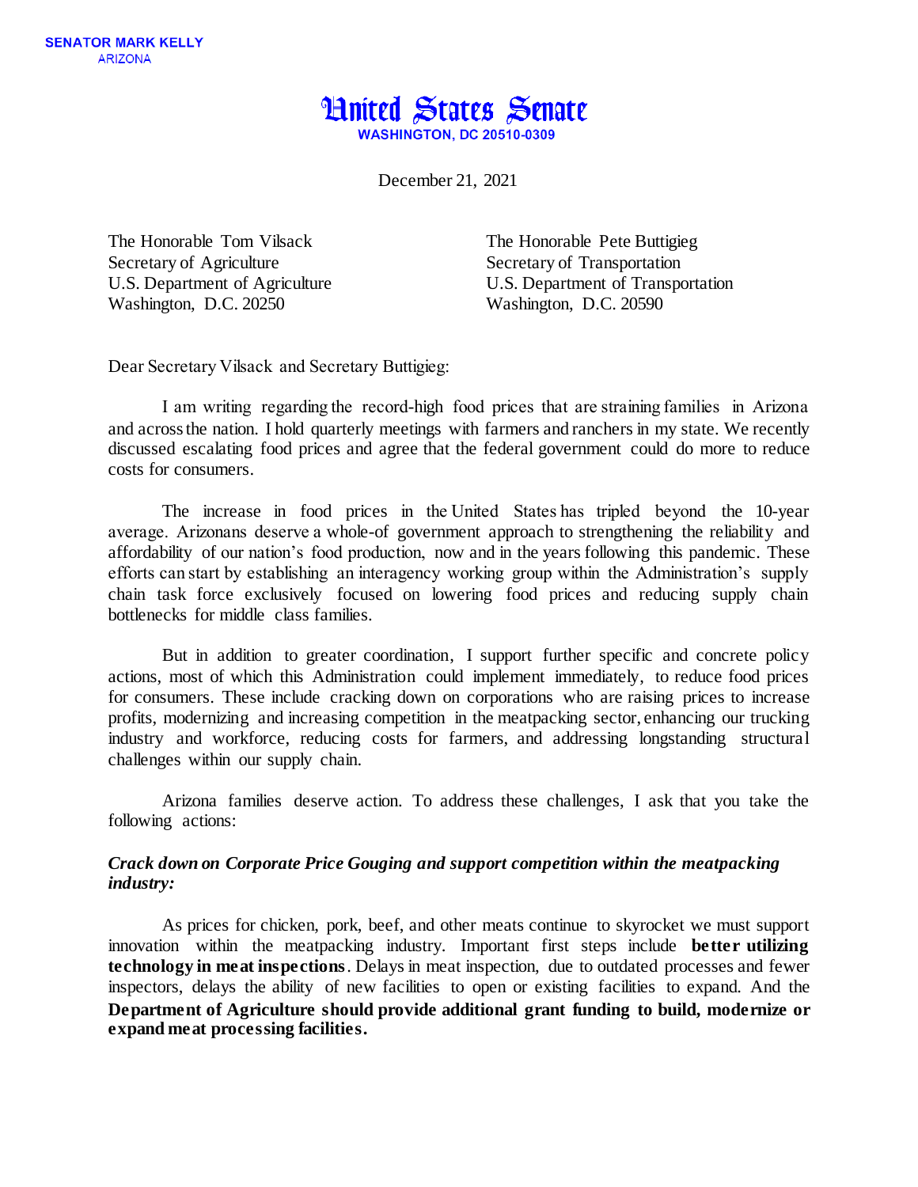SENATOR MARK KELLY
ARIZONA

# United States Senate

WASHINGTON, DC 20510-0309

December 21, 2021

The Honorable Tom Vilsack
Secretary of Agriculture
U.S. Department of Agriculture
Washington, D.C. 20250

The Honorable Pete Buttigieg
Secretary of Transportation
U.S. Department of Transportation
Washington, D.C. 20590

Dear Secretary Vilsack and Secretary Buttigieg:

I am writing regarding the record-high food prices that are straining families in Arizona and across the nation. I hold quarterly meetings with farmers and ranchers in my state. We recently discussed escalating food prices and agree that the federal government could do more to reduce costs for consumers.

The increase in food prices in the United States has tripled beyond the 10-year average. Arizonans deserve a whole-of government approach to strengthening the reliability and affordability of our nation's food production, now and in the years following this pandemic. These efforts can start by establishing an interagency working group within the Administration's supply chain task force exclusively focused on lowering food prices and reducing supply chain bottlenecks for middle class families.

But in addition to greater coordination, I support further specific and concrete policy actions, most of which this Administration could implement immediately, to reduce food prices for consumers. These include cracking down on corporations who are raising prices to increase profits, modernizing and increasing competition in the meatpacking sector, enhancing our trucking industry and workforce, reducing costs for farmers, and addressing longstanding structural challenges within our supply chain.

Arizona families deserve action. To address these challenges, I ask that you take the following actions:

***Crack down on Corporate Price Gouging and support competition within the meatpacking industry:***

As prices for chicken, pork, beef, and other meats continue to skyrocket we must support innovation within the meatpacking industry. Important first steps include **better utilizing technology in meat inspections**. Delays in meat inspection, due to outdated processes and fewer inspectors, delays the ability of new facilities to open or existing facilities to expand. And the **Department of Agriculture should provide additional grant funding to build, modernize or expand meat processing facilities.**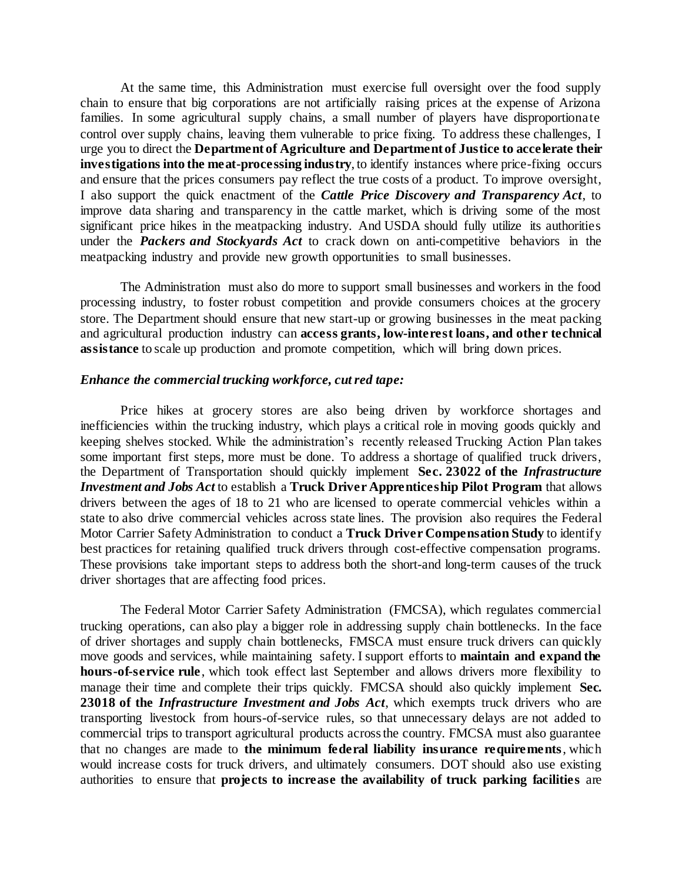At the same time, this Administration must exercise full oversight over the food supply chain to ensure that big corporations are not artificially raising prices at the expense of Arizona families. In some agricultural supply chains, a small number of players have disproportionate control over supply chains, leaving them vulnerable to price fixing. To address these challenges, I urge you to direct the **Department of Agriculture and Department of Justice to accelerate their investigations into the meat-processing industry**, to identify instances where price-fixing occurs and ensure that the prices consumers pay reflect the true costs of a product. To improve oversight, I also support the quick enactment of the ***Cattle Price Discovery and Transparency Act***, to improve data sharing and transparency in the cattle market, which is driving some of the most significant price hikes in the meatpacking industry. And USDA should fully utilize its authorities under the ***Packers and Stockyards Act*** to crack down on anti-competitive behaviors in the meatpacking industry and provide new growth opportunities to small businesses.

The Administration must also do more to support small businesses and workers in the food processing industry, to foster robust competition and provide consumers choices at the grocery store. The Department should ensure that new start-up or growing businesses in the meat packing and agricultural production industry can **access grants, low-interest loans, and other technical assistance** to scale up production and promote competition, which will bring down prices.

***Enhance the commercial trucking workforce, cut red tape:***

Price hikes at grocery stores are also being driven by workforce shortages and inefficiencies within the trucking industry, which plays a critical role in moving goods quickly and keeping shelves stocked. While the administration's recently released Trucking Action Plan takes some important first steps, more must be done. To address a shortage of qualified truck drivers, the Department of Transportation should quickly implement **Sec. 23022 of the *Infrastructure Investment and Jobs Act*** to establish a **Truck Driver Apprenticeship Pilot Program** that allows drivers between the ages of 18 to 21 who are licensed to operate commercial vehicles within a state to also drive commercial vehicles across state lines. The provision also requires the Federal Motor Carrier Safety Administration to conduct a **Truck Driver Compensation Study** to identify best practices for retaining qualified truck drivers through cost-effective compensation programs. These provisions take important steps to address both the short-and long-term causes of the truck driver shortages that are affecting food prices.

The Federal Motor Carrier Safety Administration (FMCSA), which regulates commercial trucking operations, can also play a bigger role in addressing supply chain bottlenecks. In the face of driver shortages and supply chain bottlenecks, FMSCA must ensure truck drivers can quickly move goods and services, while maintaining safety. I support efforts to **maintain and expand the hours-of-service rule**, which took effect last September and allows drivers more flexibility to manage their time and complete their trips quickly. FMCSA should also quickly implement **Sec. 23018 of the *Infrastructure Investment and Jobs Act***, which exempts truck drivers who are transporting livestock from hours-of-service rules, so that unnecessary delays are not added to commercial trips to transport agricultural products across the country. FMCSA must also guarantee that no changes are made to **the minimum federal liability insurance requirements**, which would increase costs for truck drivers, and ultimately consumers. DOT should also use existing authorities to ensure that **projects to increase the availability of truck parking facilities** are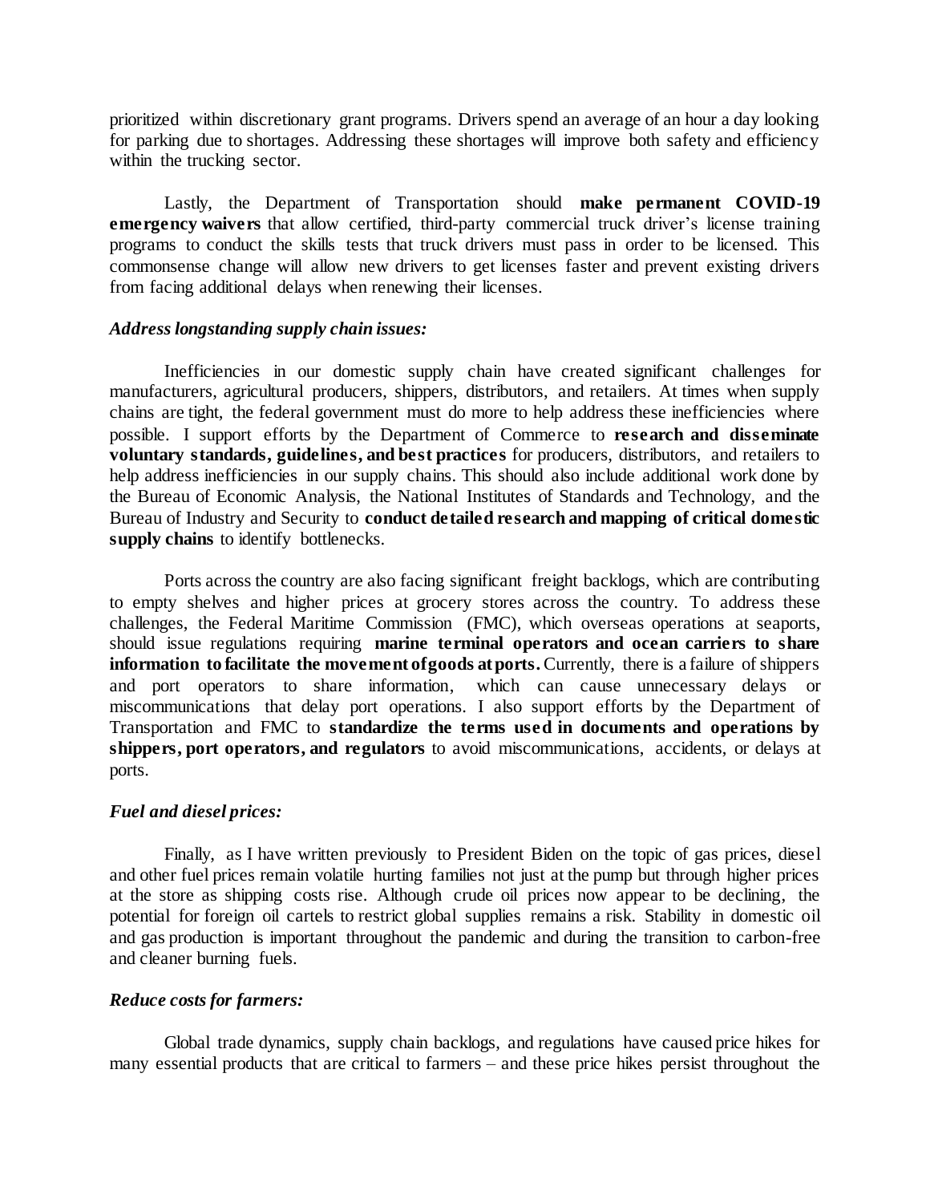prioritized within discretionary grant programs. Drivers spend an average of an hour a day looking for parking due to shortages. Addressing these shortages will improve both safety and efficiency within the trucking sector.

Lastly, the Department of Transportation should **make permanent COVID-19 emergency waivers** that allow certified, third-party commercial truck driver's license training programs to conduct the skills tests that truck drivers must pass in order to be licensed. This commonsense change will allow new drivers to get licenses faster and prevent existing drivers from facing additional delays when renewing their licenses.

***Address longstanding supply chain issues:***

Inefficiencies in our domestic supply chain have created significant challenges for manufacturers, agricultural producers, shippers, distributors, and retailers. At times when supply chains are tight, the federal government must do more to help address these inefficiencies where possible. I support efforts by the Department of Commerce to **research and disseminate voluntary standards, guidelines, and best practices** for producers, distributors, and retailers to help address inefficiencies in our supply chains. This should also include additional work done by the Bureau of Economic Analysis, the National Institutes of Standards and Technology, and the Bureau of Industry and Security to **conduct detailed research and mapping of critical domestic supply chains** to identify bottlenecks.

Ports across the country are also facing significant freight backlogs, which are contributing to empty shelves and higher prices at grocery stores across the country. To address these challenges, the Federal Maritime Commission (FMC), which overseas operations at seaports, should issue regulations requiring **marine terminal operators and ocean carriers to share information to facilitate the movement of goods at ports.** Currently, there is a failure of shippers and port operators to share information, which can cause unnecessary delays or miscommunications that delay port operations. I also support efforts by the Department of Transportation and FMC to **standardize the terms used in documents and operations by shippers, port operators, and regulators** to avoid miscommunications, accidents, or delays at ports.

***Fuel and diesel prices:***

Finally, as I have written previously to President Biden on the topic of gas prices, diesel and other fuel prices remain volatile hurting families not just at the pump but through higher prices at the store as shipping costs rise. Although crude oil prices now appear to be declining, the potential for foreign oil cartels to restrict global supplies remains a risk. Stability in domestic oil and gas production is important throughout the pandemic and during the transition to carbon-free and cleaner burning fuels.

***Reduce costs for farmers:***

Global trade dynamics, supply chain backlogs, and regulations have caused price hikes for many essential products that are critical to farmers – and these price hikes persist throughout the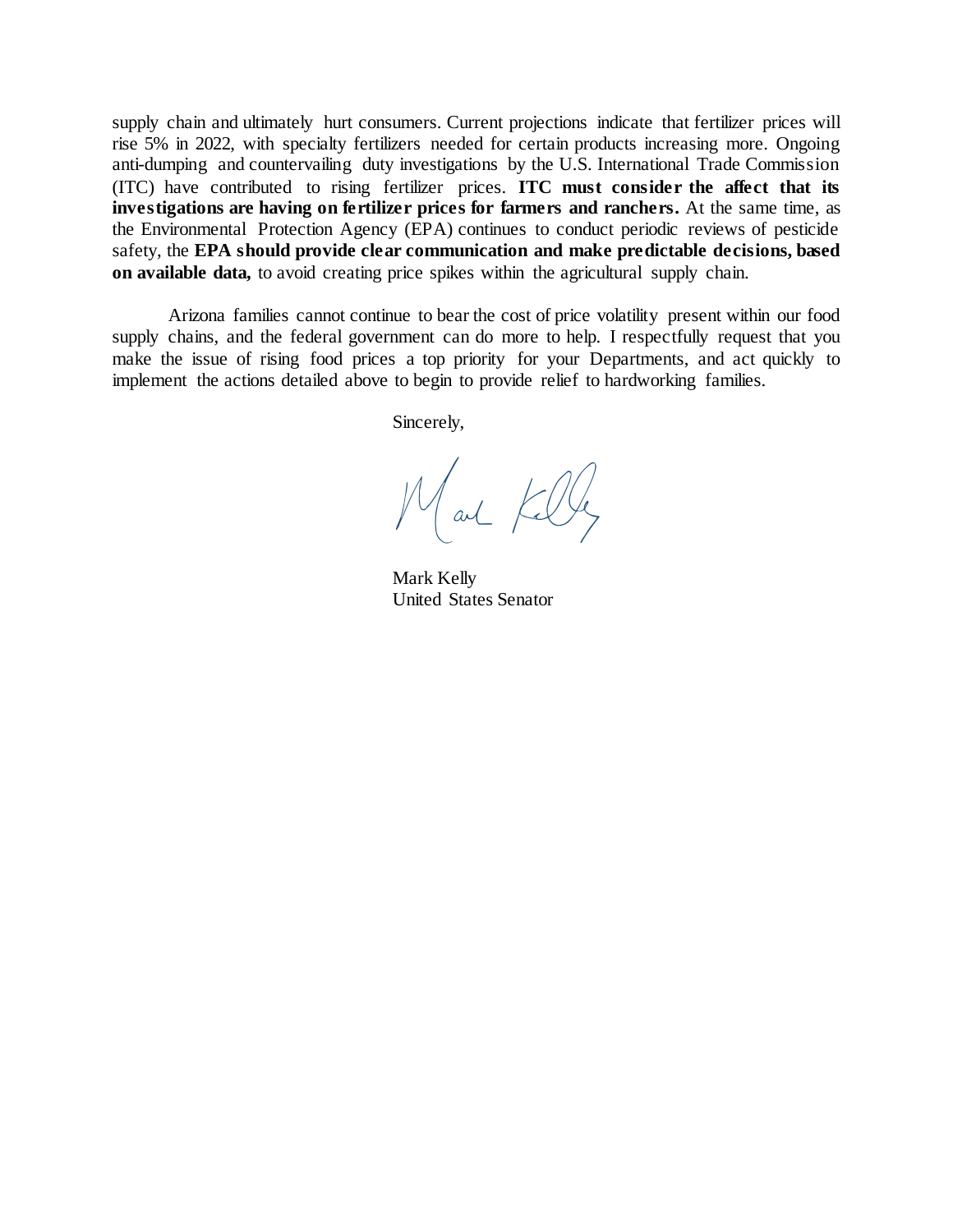supply chain and ultimately hurt consumers. Current projections indicate that fertilizer prices will rise 5% in 2022, with specialty fertilizers needed for certain products increasing more. Ongoing anti-dumping and countervailing duty investigations by the U.S. International Trade Commission (ITC) have contributed to rising fertilizer prices. **ITC must consider the affect that its investigations are having on fertilizer prices for farmers and ranchers.** At the same time, as the Environmental Protection Agency (EPA) continues to conduct periodic reviews of pesticide safety, the **EPA should provide clear communication and make predictable decisions, based on available data,** to avoid creating price spikes within the agricultural supply chain.

Arizona families cannot continue to bear the cost of price volatility present within our food supply chains, and the federal government can do more to help. I respectfully request that you make the issue of rising food prices a top priority for your Departments, and act quickly to implement the actions detailed above to begin to provide relief to hardworking families.

Sincerely,

Mark Kelly
United States Senator